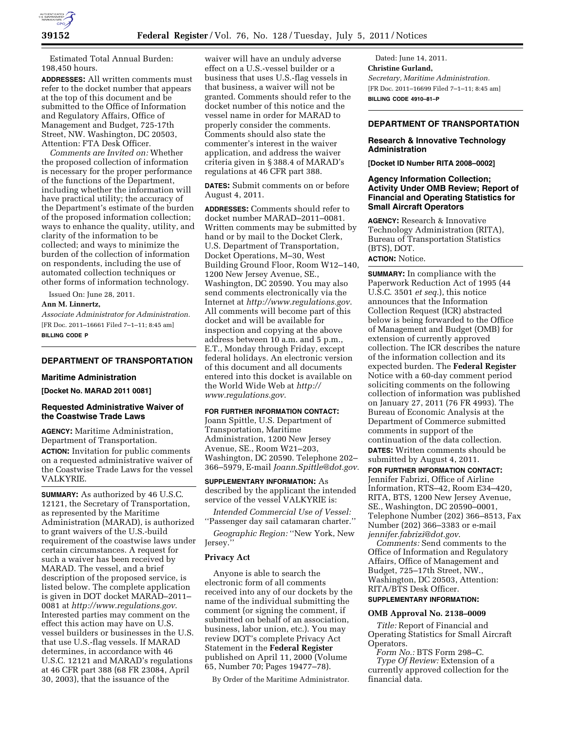Estimated Total Annual Burden: 198,450 hours.

**ADDRESSES:** All written comments must refer to the docket number that appears at the top of this document and be submitted to the Office of Information and Regulatory Affairs, Office of Management and Budget, 725-17th Street, NW. Washington, DC 20503, Attention: FTA Desk Officer.

*Comments are Invited on:* Whether the proposed collection of information is necessary for the proper performance of the functions of the Department, including whether the information will have practical utility; the accuracy of the Department's estimate of the burden of the proposed information collection; ways to enhance the quality, utility, and clarity of the information to be collected; and ways to minimize the burden of the collection of information on respondents, including the use of automated collection techniques or other forms of information technology.

Issued On: June 28, 2011.

**Ann M. Linnertz,**

*Associate Administrator for Administration.*

[FR Doc. 2011–16661 Filed 7–1–11; 8:45 am]

**BILLING CODE P**

## DEPARTMENT OF TRANSPORTATION

### Maritime Administration

**[Docket No. MARAD 2011 0081]**

### Requested Administrative Waiver of the Coastwise Trade Laws

**AGENCY:** Maritime Administration, Department of Transportation.

**ACTION:** Invitation for public comments on a requested administrative waiver of the Coastwise Trade Laws for the vessel VALKYRIE.

**SUMMARY:** As authorized by 46 U.S.C. 12121, the Secretary of Transportation, as represented by the Maritime Administration (MARAD), is authorized to grant waivers of the U.S.-build requirement of the coastwise laws under certain circumstances. A request for such a waiver has been received by MARAD. The vessel, and a brief description of the proposed service, is listed below. The complete application is given in DOT docket MARAD–2011–0081 at *http://www.regulations.gov*. Interested parties may comment on the effect this action may have on U.S. vessel builders or businesses in the U.S. that use U.S.-flag vessels. If MARAD determines, in accordance with 46 U.S.C. 12121 and MARAD's regulations at 46 CFR part 388 (68 FR 23084, April 30, 2003), that the issuance of the waiver will have an unduly adverse effect on a U.S.-vessel builder or a business that uses U.S.-flag vessels in that business, a waiver will not be granted. Comments should refer to the docket number of this notice and the vessel name in order for MARAD to properly consider the comments. Comments should also state the commenter's interest in the waiver application, and address the waiver criteria given in § 388.4 of MARAD's regulations at 46 CFR part 388.

**DATES:** Submit comments on or before August 4, 2011.

**ADDRESSES:** Comments should refer to docket number MARAD–2011–0081. Written comments may be submitted by hand or by mail to the Docket Clerk, U.S. Department of Transportation, Docket Operations, M–30, West Building Ground Floor, Room W12–140, 1200 New Jersey Avenue, SE., Washington, DC 20590. You may also send comments electronically via the Internet at *http://www.regulations.gov*. All comments will become part of this docket and will be available for inspection and copying at the above address between 10 a.m. and 5 p.m., E.T., Monday through Friday, except federal holidays. An electronic version of this document and all documents entered into this docket is available on the World Wide Web at *http://www.regulations.gov*.

**FOR FURTHER INFORMATION CONTACT:** Joann Spittle, U.S. Department of Transportation, Maritime Administration, 1200 New Jersey Avenue, SE., Room W21–203, Washington, DC 20590. Telephone 202–366–5979, E-mail *Joann.Spittle@dot.gov.*

**SUPPLEMENTARY INFORMATION:** As described by the applicant the intended service of the vessel VALKYRIE is:

*Intended Commercial Use of Vessel:* ''Passenger day sail catamaran charter.''

*Geographic Region:* ''New York, New Jersey.''

### Privacy Act

Anyone is able to search the electronic form of all comments received into any of our dockets by the name of the individual submitting the comment (or signing the comment, if submitted on behalf of an association, business, labor union, etc.). You may review DOT's complete Privacy Act Statement in the **Federal Register** published on April 11, 2000 (Volume 65, Number 70; Pages 19477–78).

By Order of the Maritime Administrator.

Dated: June 14, 2011.

**Christine Gurland,**

*Secretary, Maritime Administration.*

[FR Doc. 2011–16699 Filed 7–1–11; 8:45 am]

**BILLING CODE 4910–81–P**

## DEPARTMENT OF TRANSPORTATION

### Research & Innovative Technology Administration

**[Docket ID Number RITA 2008–0002]**

### Agency Information Collection; Activity Under OMB Review; Report of Financial and Operating Statistics for Small Aircraft Operators

**AGENCY:** Research & Innovative Technology Administration (RITA), Bureau of Transportation Statistics (BTS), DOT.

**ACTION:** Notice.

**SUMMARY:** In compliance with the Paperwork Reduction Act of 1995 (44 U.S.C. 3501 *et seq.*), this notice announces that the Information Collection Request (ICR) abstracted below is being forwarded to the Office of Management and Budget (OMB) for extension of currently approved collection. The ICR describes the nature of the information collection and its expected burden. The **Federal Register** Notice with a 60-day comment period soliciting comments on the following collection of information was published on January 27, 2011 (76 FR 4993). The Bureau of Economic Analysis at the Department of Commerce submitted comments in support of the continuation of the data collection.

**DATES:** Written comments should be submitted by August 4, 2011.

**FOR FURTHER INFORMATION CONTACT:** Jennifer Fabrizi, Office of Airline Information, RTS–42, Room E34–420, RITA, BTS, 1200 New Jersey Avenue, SE., Washington, DC 20590–0001, Telephone Number (202) 366–8513, Fax Number (202) 366–3383 or e-mail *jennifer.fabrizi@dot.gov*.

*Comments:* Send comments to the Office of Information and Regulatory Affairs, Office of Management and Budget, 725–17th Street, NW., Washington, DC 20503, Attention: RITA/BTS Desk Officer.

**SUPPLEMENTARY INFORMATION:**

### OMB Approval No. 2138–0009

*Title:* Report of Financial and Operating Statistics for Small Aircraft Operators.

*Form No.:* BTS Form 298–C.

*Type Of Review:* Extension of a currently approved collection for the financial data.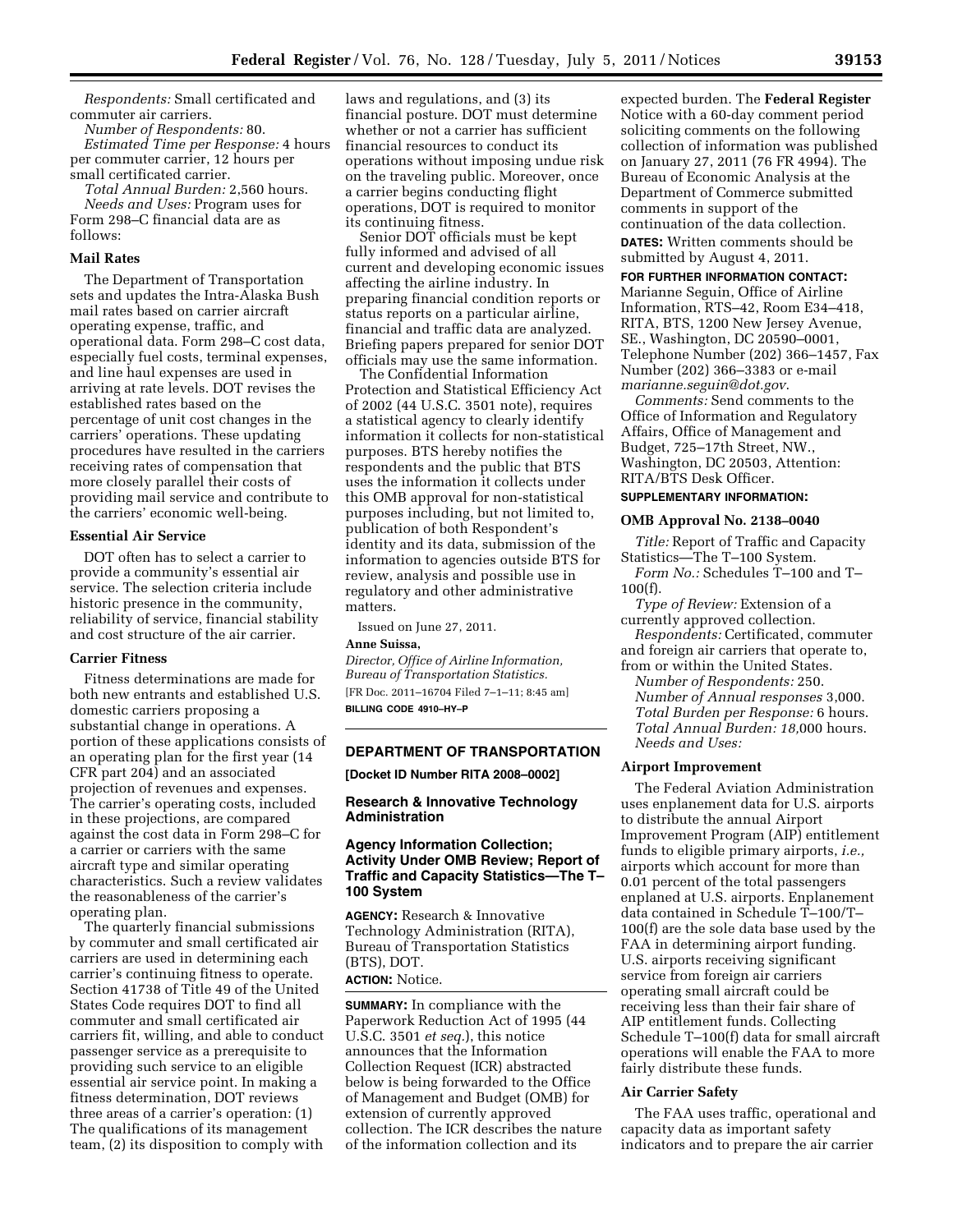*Respondents:* Small certificated and commuter air carriers.

*Number of Respondents:* 80.

*Estimated Time per Response:* 4 hours per commuter carrier, 12 hours per small certificated carrier.

*Total Annual Burden:* 2,560 hours.

*Needs and Uses:* Program uses for Form 298–C financial data are as follows:

#### Mail Rates

The Department of Transportation sets and updates the Intra-Alaska Bush mail rates based on carrier aircraft operating expense, traffic, and operational data. Form 298–C cost data, especially fuel costs, terminal expenses, and line haul expenses are used in arriving at rate levels. DOT revises the established rates based on the percentage of unit cost changes in the carriers' operations. These updating procedures have resulted in the carriers receiving rates of compensation that more closely parallel their costs of providing mail service and contribute to the carriers' economic well-being.

#### Essential Air Service

DOT often has to select a carrier to provide a community's essential air service. The selection criteria include historic presence in the community, reliability of service, financial stability and cost structure of the air carrier.

#### Carrier Fitness

Fitness determinations are made for both new entrants and established U.S. domestic carriers proposing a substantial change in operations. A portion of these applications consists of an operating plan for the first year (14 CFR part 204) and an associated projection of revenues and expenses. The carrier's operating costs, included in these projections, are compared against the cost data in Form 298–C for a carrier or carriers with the same aircraft type and similar operating characteristics. Such a review validates the reasonableness of the carrier's operating plan.

The quarterly financial submissions by commuter and small certificated air carriers are used in determining each carrier's continuing fitness to operate. Section 41738 of Title 49 of the United States Code requires DOT to find all commuter and small certificated air carriers fit, willing, and able to conduct passenger service as a prerequisite to providing such service to an eligible essential air service point. In making a fitness determination, DOT reviews three areas of a carrier's operation: (1) The qualifications of its management team, (2) its disposition to comply with laws and regulations, and (3) its financial posture. DOT must determine whether or not a carrier has sufficient financial resources to conduct its operations without imposing undue risk on the traveling public. Moreover, once a carrier begins conducting flight operations, DOT is required to monitor its continuing fitness.

Senior DOT officials must be kept fully informed and advised of all current and developing economic issues affecting the airline industry. In preparing financial condition reports or status reports on a particular airline, financial and traffic data are analyzed. Briefing papers prepared for senior DOT officials may use the same information.

The Confidential Information Protection and Statistical Efficiency Act of 2002 (44 U.S.C. 3501 note), requires a statistical agency to clearly identify information it collects for non-statistical purposes. BTS hereby notifies the respondents and the public that BTS uses the information it collects under this OMB approval for non-statistical purposes including, but not limited to, publication of both Respondent's identity and its data, submission of the information to agencies outside BTS for review, analysis and possible use in regulatory and other administrative matters.

Issued on June 27, 2011.

**Anne Suissa,**

*Director, Office of Airline Information, Bureau of Transportation Statistics.*

[FR Doc. 2011–16704 Filed 7–1–11; 8:45 am]

**BILLING CODE 4910–HY–P**

---

## DEPARTMENT OF TRANSPORTATION

**[Docket ID Number RITA 2008–0002]**

### Research & Innovative Technology Administration

### Agency Information Collection; Activity Under OMB Review; Report of Traffic and Capacity Statistics—The T–100 System

**AGENCY:** Research & Innovative Technology Administration (RITA), Bureau of Transportation Statistics (BTS), DOT.

**ACTION:** Notice.

**SUMMARY:** In compliance with the Paperwork Reduction Act of 1995 (44 U.S.C. 3501 *et seq.*), this notice announces that the Information Collection Request (ICR) abstracted below is being forwarded to the Office of Management and Budget (OMB) for extension of currently approved collection. The ICR describes the nature of the information collection and its expected burden. The **Federal Register** Notice with a 60-day comment period soliciting comments on the following collection of information was published on January 27, 2011 (76 FR 4994). The Bureau of Economic Analysis at the Department of Commerce submitted comments in support of the continuation of the data collection.

**DATES:** Written comments should be submitted by August 4, 2011.

**FOR FURTHER INFORMATION CONTACT:** Marianne Seguin, Office of Airline Information, RTS–42, Room E34–418, RITA, BTS, 1200 New Jersey Avenue, SE., Washington, DC 20590–0001, Telephone Number (202) 366–1457, Fax Number (202) 366–3383 or e-mail *marianne.seguin@dot.gov*.

*Comments:* Send comments to the Office of Information and Regulatory Affairs, Office of Management and Budget, 725–17th Street, NW., Washington, DC 20503, Attention: RITA/BTS Desk Officer.

**SUPPLEMENTARY INFORMATION:**

#### OMB Approval No. 2138–0040

*Title:* Report of Traffic and Capacity Statistics—The T–100 System.

*Form No.:* Schedules T–100 and T–100(f).

*Type of Review:* Extension of a currently approved collection.

*Respondents:* Certificated, commuter and foreign air carriers that operate to, from or within the United States.

*Number of Respondents:* 250.

*Number of Annual responses* 3,000.

*Total Burden per Response:* 6 hours.

*Total Annual Burden: 18,*000 hours.

*Needs and Uses:*

#### Airport Improvement

The Federal Aviation Administration uses enplanement data for U.S. airports to distribute the annual Airport Improvement Program (AIP) entitlement funds to eligible primary airports, *i.e.,* airports which account for more than 0.01 percent of the total passengers enplaned at U.S. airports. Enplanement data contained in Schedule T–100/T–100(f) are the sole data base used by the FAA in determining airport funding. U.S. airports receiving significant service from foreign air carriers operating small aircraft could be receiving less than their fair share of AIP entitlement funds. Collecting Schedule T–100(f) data for small aircraft operations will enable the FAA to more fairly distribute these funds.

#### Air Carrier Safety

The FAA uses traffic, operational and capacity data as important safety indicators and to prepare the air carrier